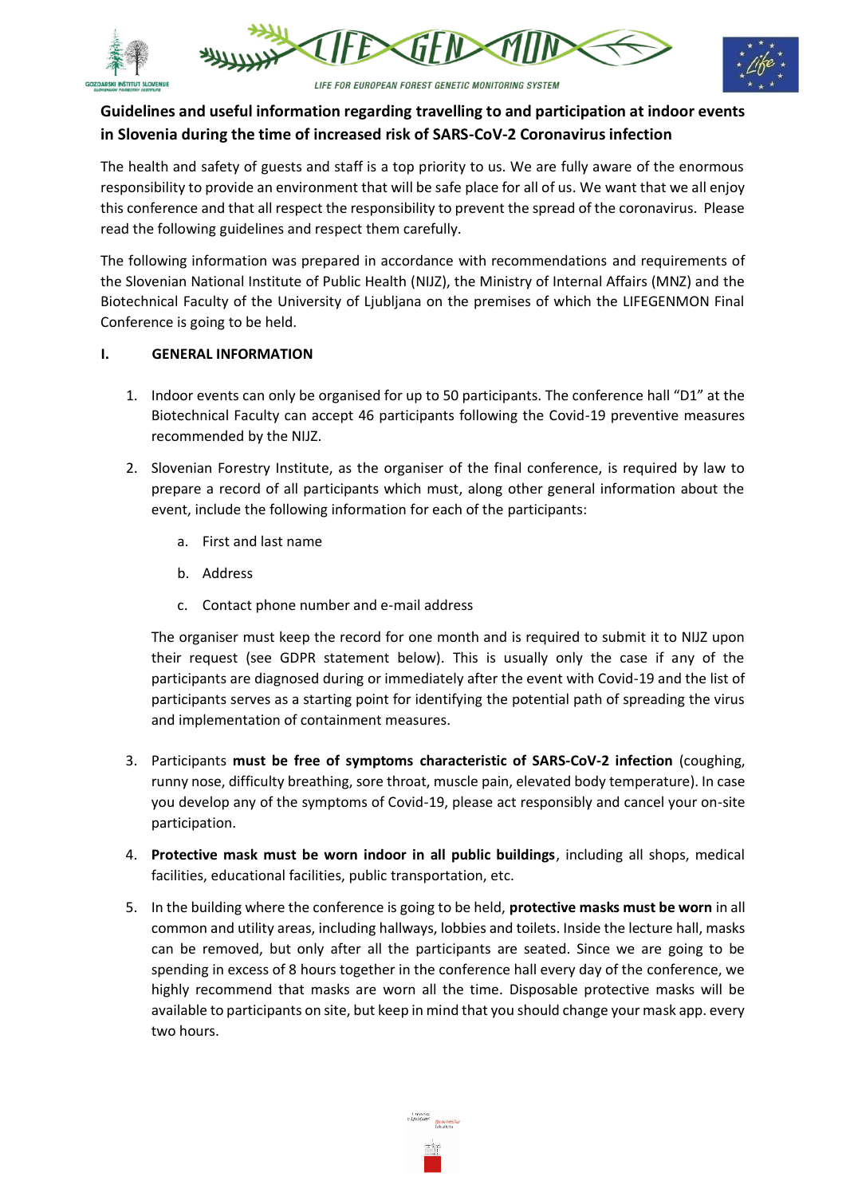# Guidelines and useful information regarding travelling to and participation at indoor events in Slovenia during the time of increased risk of SARS-CoV-2 Coronavirus infection

The health and safety of guests and staff is a top priority to us. We are fully aware of the enormous responsibility to provide an environment that will be safe place for all of us. We want that we all enjoy this conference and that all respect the responsibility to prevent the spread of the coronavirus. Please read the following guidelines and respect them carefully.

The following information was prepared in accordance with recommendations and requirements of the Slovenian National Institute of Public Health (NIJZ), the Ministry of Internal Affairs (MNZ) and the Biotechnical Faculty of the University of Ljubljana on the premises of which the LIFEGENMON Final Conference is going to be held.

## I. GENERAL INFORMATION

1. Indoor events can only be organised for up to 50 participants. The conference hall "D1" at the Biotechnical Faculty can accept 46 participants following the Covid-19 preventive measures recommended by the NIJZ.
2. Slovenian Forestry Institute, as the organiser of the final conference, is required by law to prepare a record of all participants which must, along other general information about the event, include the following information for each of the participants:
    a. First and last name
    b. Address
    c. Contact phone number and e-mail address

   The organiser must keep the record for one month and is required to submit it to NIJZ upon their request (see GDPR statement below). This is usually only the case if any of the participants are diagnosed during or immediately after the event with Covid-19 and the list of participants serves as a starting point for identifying the potential path of spreading the virus and implementation of containment measures.
3. Participants **must be free of symptoms characteristic of SARS-CoV-2 infection** (coughing, runny nose, difficulty breathing, sore throat, muscle pain, elevated body temperature). In case you develop any of the symptoms of Covid-19, please act responsibly and cancel your on-site participation.
4. **Protective mask must be worn indoor in all public buildings**, including all shops, medical facilities, educational facilities, public transportation, etc.
5. In the building where the conference is going to be held, **protective masks must be worn** in all common and utility areas, including hallways, lobbies and toilets. Inside the lecture hall, masks can be removed, but only after all the participants are seated. Since we are going to be spending in excess of 8 hours together in the conference hall every day of the conference, we highly recommend that masks are worn all the time. Disposable protective masks will be available to participants on site, but keep in mind that you should change your mask app. every two hours.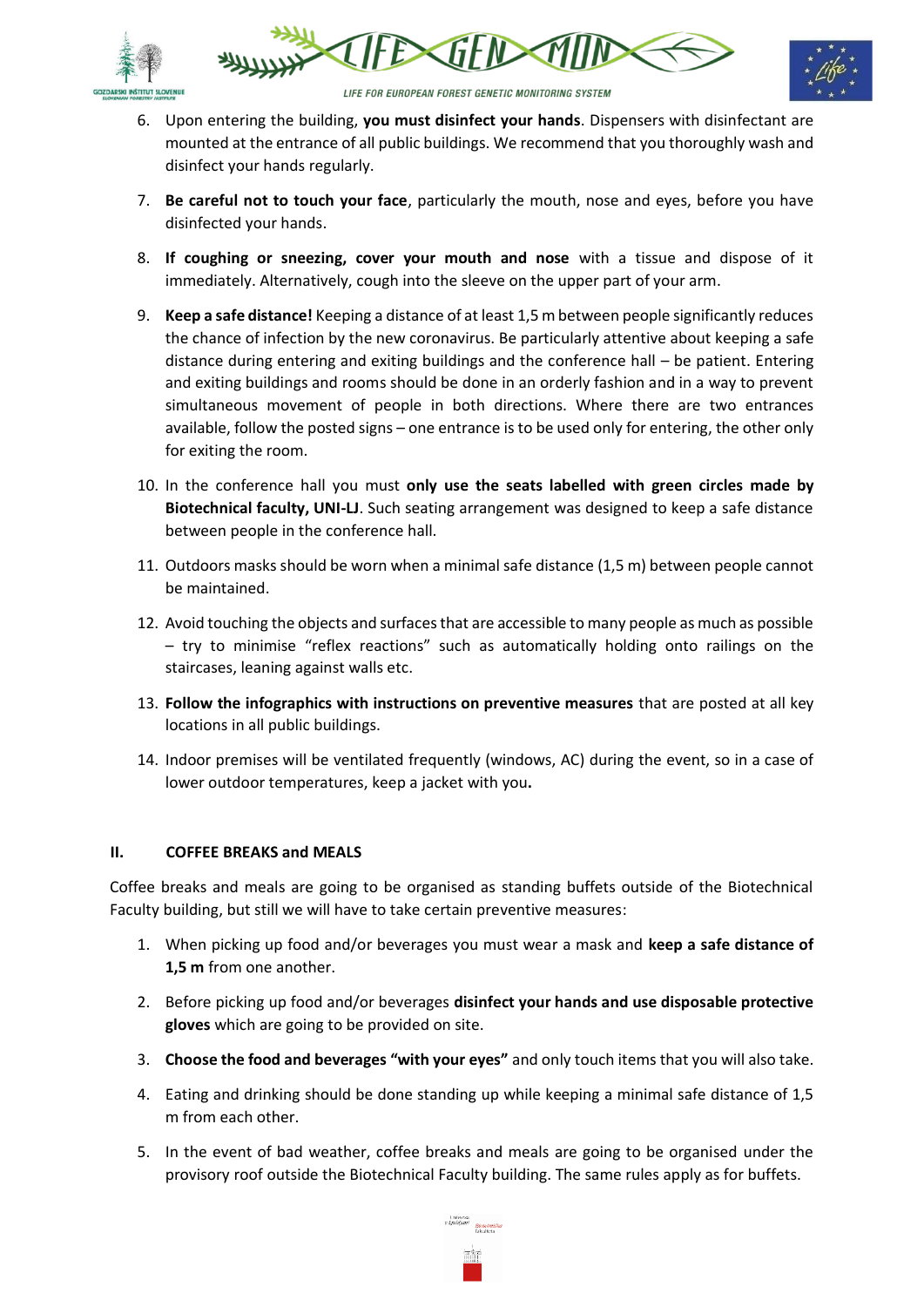6. Upon entering the building, **you must disinfect your hands**. Dispensers with disinfectant are mounted at the entrance of all public buildings. We recommend that you thoroughly wash and disinfect your hands regularly.

7. **Be careful not to touch your face**, particularly the mouth, nose and eyes, before you have disinfected your hands.

8. **If coughing or sneezing, cover your mouth and nose** with a tissue and dispose of it immediately. Alternatively, cough into the sleeve on the upper part of your arm.

9. **Keep a safe distance!** Keeping a distance of at least 1,5 m between people significantly reduces the chance of infection by the new coronavirus. Be particularly attentive about keeping a safe distance during entering and exiting buildings and the conference hall – be patient. Entering and exiting buildings and rooms should be done in an orderly fashion and in a way to prevent simultaneous movement of people in both directions. Where there are two entrances available, follow the posted signs – one entrance is to be used only for entering, the other only for exiting the room.

10. In the conference hall you must **only use the seats labelled with green circles made by Biotechnical faculty, UNI-LJ**. Such seating arrangement was designed to keep a safe distance between people in the conference hall.

11. Outdoors masks should be worn when a minimal safe distance (1,5 m) between people cannot be maintained.

12. Avoid touching the objects and surfaces that are accessible to many people as much as possible – try to minimise "reflex reactions" such as automatically holding onto railings on the staircases, leaning against walls etc.

13. **Follow the infographics with instructions on preventive measures** that are posted at all key locations in all public buildings.

14. Indoor premises will be ventilated frequently (windows, AC) during the event, so in a case of lower outdoor temperatures, keep a jacket with you**.**

## II. COFFEE BREAKS and MEALS

Coffee breaks and meals are going to be organised as standing buffets outside of the Biotechnical Faculty building, but still we will have to take certain preventive measures:

1. When picking up food and/or beverages you must wear a mask and **keep a safe distance of 1,5 m** from one another.

2. Before picking up food and/or beverages **disinfect your hands and use disposable protective gloves** which are going to be provided on site.

3. **Choose the food and beverages "with your eyes"** and only touch items that you will also take.

4. Eating and drinking should be done standing up while keeping a minimal safe distance of 1,5 m from each other.

5. In the event of bad weather, coffee breaks and meals are going to be organised under the provisory roof outside the Biotechnical Faculty building. The same rules apply as for buffets.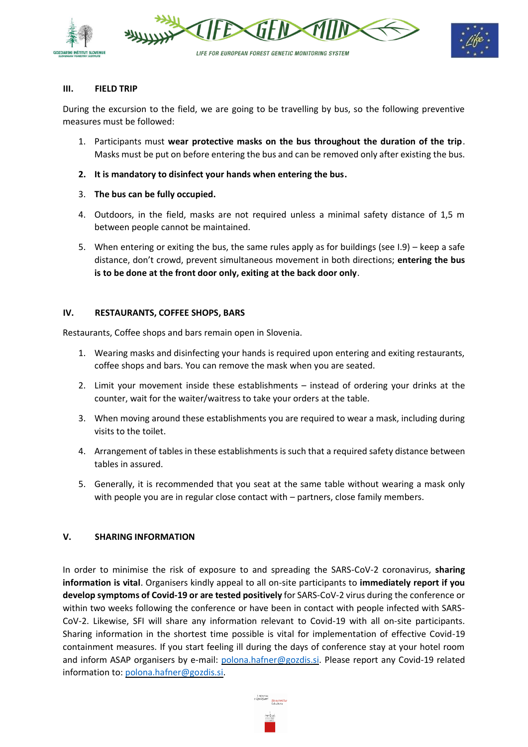## III. FIELD TRIP

During the excursion to the field, we are going to be travelling by bus, so the following preventive measures must be followed:

1. Participants must **wear protective masks on the bus throughout the duration of the trip**. Masks must be put on before entering the bus and can be removed only after existing the bus.
2. **It is mandatory to disinfect your hands when entering the bus.**
3. **The bus can be fully occupied.**
4. Outdoors, in the field, masks are not required unless a minimal safety distance of 1,5 m between people cannot be maintained.
5. When entering or exiting the bus, the same rules apply as for buildings (see I.9) – keep a safe distance, don't crowd, prevent simultaneous movement in both directions; **entering the bus is to be done at the front door only, exiting at the back door only**.

## IV. RESTAURANTS, COFFEE SHOPS, BARS

Restaurants, Coffee shops and bars remain open in Slovenia.

1. Wearing masks and disinfecting your hands is required upon entering and exiting restaurants, coffee shops and bars. You can remove the mask when you are seated.
2. Limit your movement inside these establishments – instead of ordering your drinks at the counter, wait for the waiter/waitress to take your orders at the table.
3. When moving around these establishments you are required to wear a mask, including during visits to the toilet.
4. Arrangement of tables in these establishments is such that a required safety distance between tables in assured.
5. Generally, it is recommended that you seat at the same table without wearing a mask only with people you are in regular close contact with – partners, close family members.

## V. SHARING INFORMATION

In order to minimise the risk of exposure to and spreading the SARS-CoV-2 coronavirus, **sharing information is vital**. Organisers kindly appeal to all on-site participants to **immediately report if you develop symptoms of Covid-19 or are tested positively** for SARS-CoV-2 virus during the conference or within two weeks following the conference or have been in contact with people infected with SARS-CoV-2. Likewise, SFI will share any information relevant to Covid-19 with all on-site participants. Sharing information in the shortest time possible is vital for implementation of effective Covid-19 containment measures. If you start feeling ill during the days of conference stay at your hotel room and inform ASAP organisers by e-mail: polona.hafner@gozdis.si. Please report any Covid-19 related information to: polona.hafner@gozdis.si.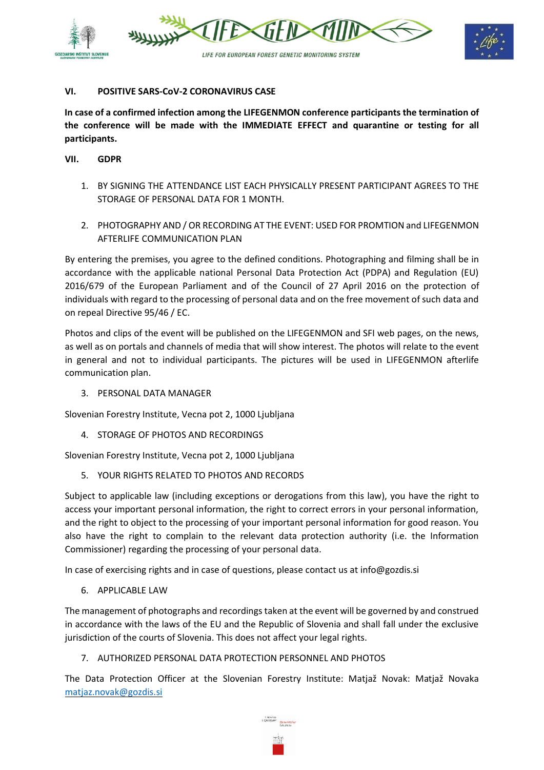## VI. POSITIVE SARS-CoV-2 CORONAVIRUS CASE

**In case of a confirmed infection among the LIFEGENMON conference participants the termination of the conference will be made with the IMMEDIATE EFFECT and quarantine or testing for all participants.**

## VII. GDPR

1. BY SIGNING THE ATTENDANCE LIST EACH PHYSICALLY PRESENT PARTICIPANT AGREES TO THE STORAGE OF PERSONAL DATA FOR 1 MONTH.

2. PHOTOGRAPHY AND / OR RECORDING AT THE EVENT: USED FOR PROMTION and LIFEGENMON AFTERLIFE COMMUNICATION PLAN

By entering the premises, you agree to the defined conditions. Photographing and filming shall be in accordance with the applicable national Personal Data Protection Act (PDPA) and Regulation (EU) 2016/679 of the European Parliament and of the Council of 27 April 2016 on the protection of individuals with regard to the processing of personal data and on the free movement of such data and on repeal Directive 95/46 / EC.

Photos and clips of the event will be published on the LIFEGENMON and SFI web pages, on the news, as well as on portals and channels of media that will show interest. The photos will relate to the event in general and not to individual participants. The pictures will be used in LIFEGENMON afterlife communication plan.

3. PERSONAL DATA MANAGER

Slovenian Forestry Institute, Vecna pot 2, 1000 Ljubljana

4. STORAGE OF PHOTOS AND RECORDINGS

Slovenian Forestry Institute, Vecna pot 2, 1000 Ljubljana

5. YOUR RIGHTS RELATED TO PHOTOS AND RECORDS

Subject to applicable law (including exceptions or derogations from this law), you have the right to access your important personal information, the right to correct errors in your personal information, and the right to object to the processing of your important personal information for good reason. You also have the right to complain to the relevant data protection authority (i.e. the Information Commissioner) regarding the processing of your personal data.

In case of exercising rights and in case of questions, please contact us at info@gozdis.si

6. APPLICABLE LAW

The management of photographs and recordings taken at the event will be governed by and construed in accordance with the laws of the EU and the Republic of Slovenia and shall fall under the exclusive jurisdiction of the courts of Slovenia. This does not affect your legal rights.

7. AUTHORIZED PERSONAL DATA PROTECTION PERSONNEL AND PHOTOS

The Data Protection Officer at the Slovenian Forestry Institute: Matjaž Novak: Matjaž Novaka matjaz.novak@gozdis.si